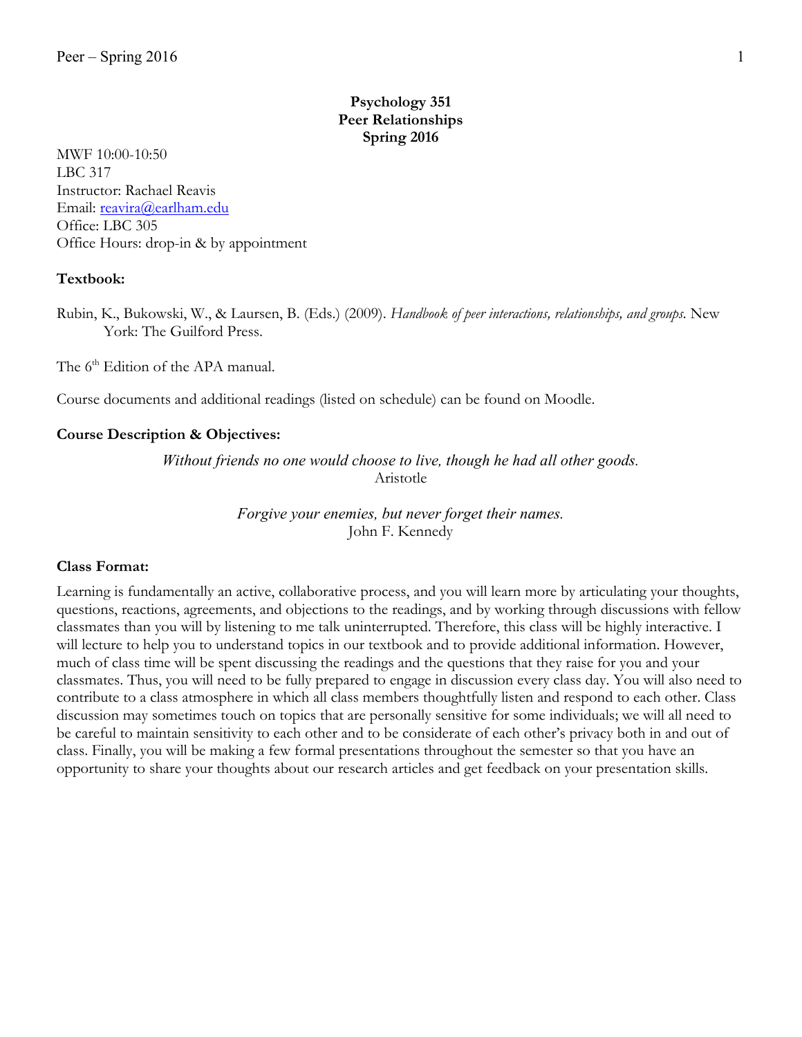# Psychology 351
# Peer Relationships
# Spring 2016

MWF 10:00-10:50
LBC 317
Instructor: Rachael Reavis
Email: reavira@earlham.edu
Office: LBC 305
Office Hours: drop-in & by appointment

**Textbook:**

Rubin, K., Bukowski, W., & Laursen, B. (Eds.) (2009). *Handbook of peer interactions, relationships, and groups.* New York: The Guilford Press.

The 6th Edition of the APA manual.

Course documents and additional readings (listed on schedule) can be found on Moodle.

**Course Description & Objectives:**

*Without friends no one would choose to live, though he had all other goods.*
Aristotle

*Forgive your enemies, but never forget their names.*
John F. Kennedy

**Class Format:**

Learning is fundamentally an active, collaborative process, and you will learn more by articulating your thoughts, questions, reactions, agreements, and objections to the readings, and by working through discussions with fellow classmates than you will by listening to me talk uninterrupted. Therefore, this class will be highly interactive. I will lecture to help you to understand topics in our textbook and to provide additional information. However, much of class time will be spent discussing the readings and the questions that they raise for you and your classmates. Thus, you will need to be fully prepared to engage in discussion every class day. You will also need to contribute to a class atmosphere in which all class members thoughtfully listen and respond to each other. Class discussion may sometimes touch on topics that are personally sensitive for some individuals; we will all need to be careful to maintain sensitivity to each other and to be considerate of each other's privacy both in and out of class. Finally, you will be making a few formal presentations throughout the semester so that you have an opportunity to share your thoughts about our research articles and get feedback on your presentation skills.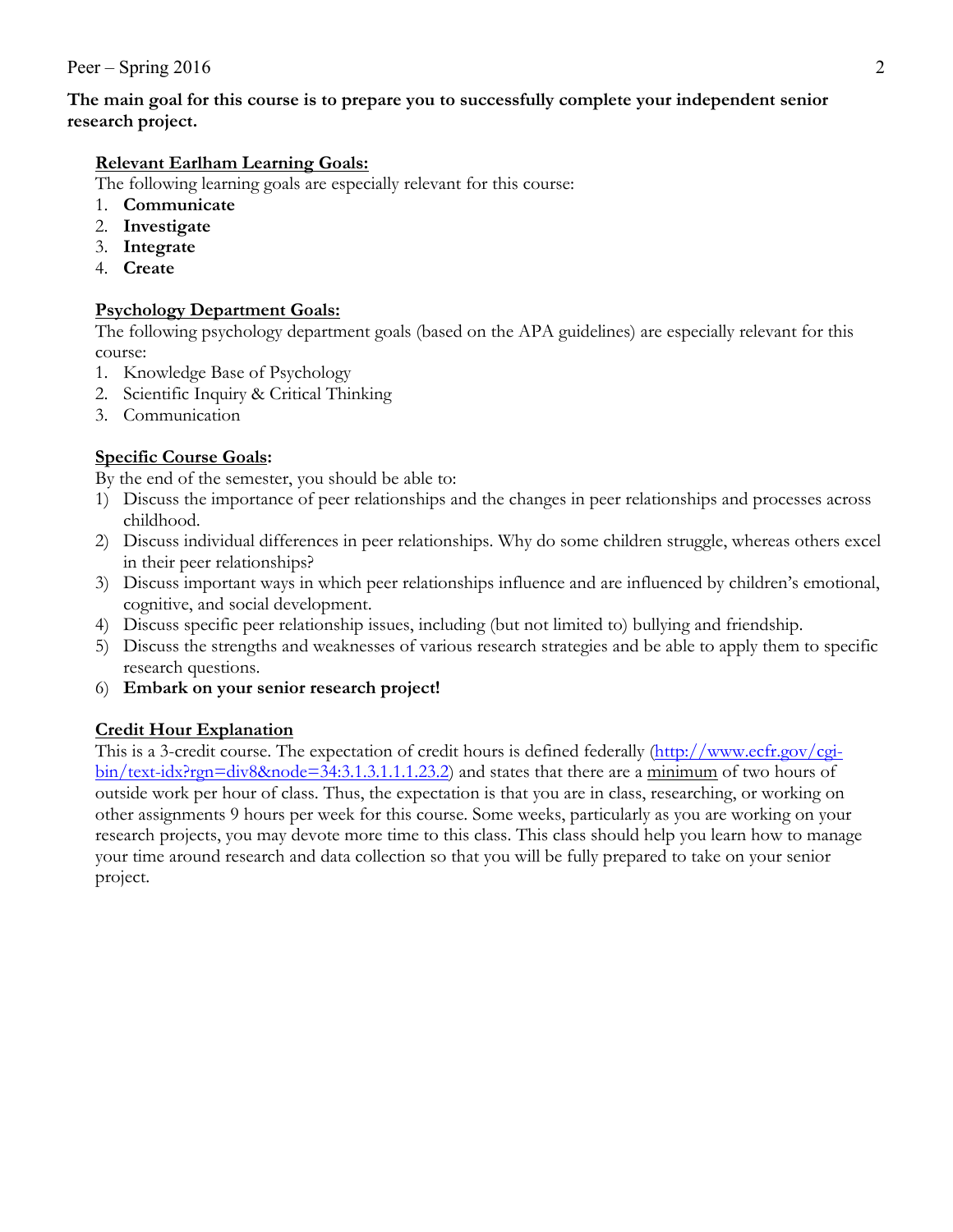**The main goal for this course is to prepare you to successfully complete your independent senior research project.**

**Relevant Earlham Learning Goals:**

The following learning goals are especially relevant for this course:

1. **Communicate**
2. **Investigate**
3. **Integrate**
4. **Create**

**Psychology Department Goals:**

The following psychology department goals (based on the APA guidelines) are especially relevant for this course:

1. Knowledge Base of Psychology
2. Scientific Inquiry & Critical Thinking
3. Communication

**Specific Course Goals:**

By the end of the semester, you should be able to:

1) Discuss the importance of peer relationships and the changes in peer relationships and processes across childhood.
2) Discuss individual differences in peer relationships. Why do some children struggle, whereas others excel in their peer relationships?
3) Discuss important ways in which peer relationships influence and are influenced by children's emotional, cognitive, and social development.
4) Discuss specific peer relationship issues, including (but not limited to) bullying and friendship.
5) Discuss the strengths and weaknesses of various research strategies and be able to apply them to specific research questions.
6) **Embark on your senior research project!**

**Credit Hour Explanation**

This is a 3-credit course. The expectation of credit hours is defined federally (http://www.ecfr.gov/cgi-bin/text-idx?rgn=div8&node=34:3.1.3.1.1.1.23.2) and states that there are a minimum of two hours of outside work per hour of class. Thus, the expectation is that you are in class, researching, or working on other assignments 9 hours per week for this course. Some weeks, particularly as you are working on your research projects, you may devote more time to this class. This class should help you learn how to manage your time around research and data collection so that you will be fully prepared to take on your senior project.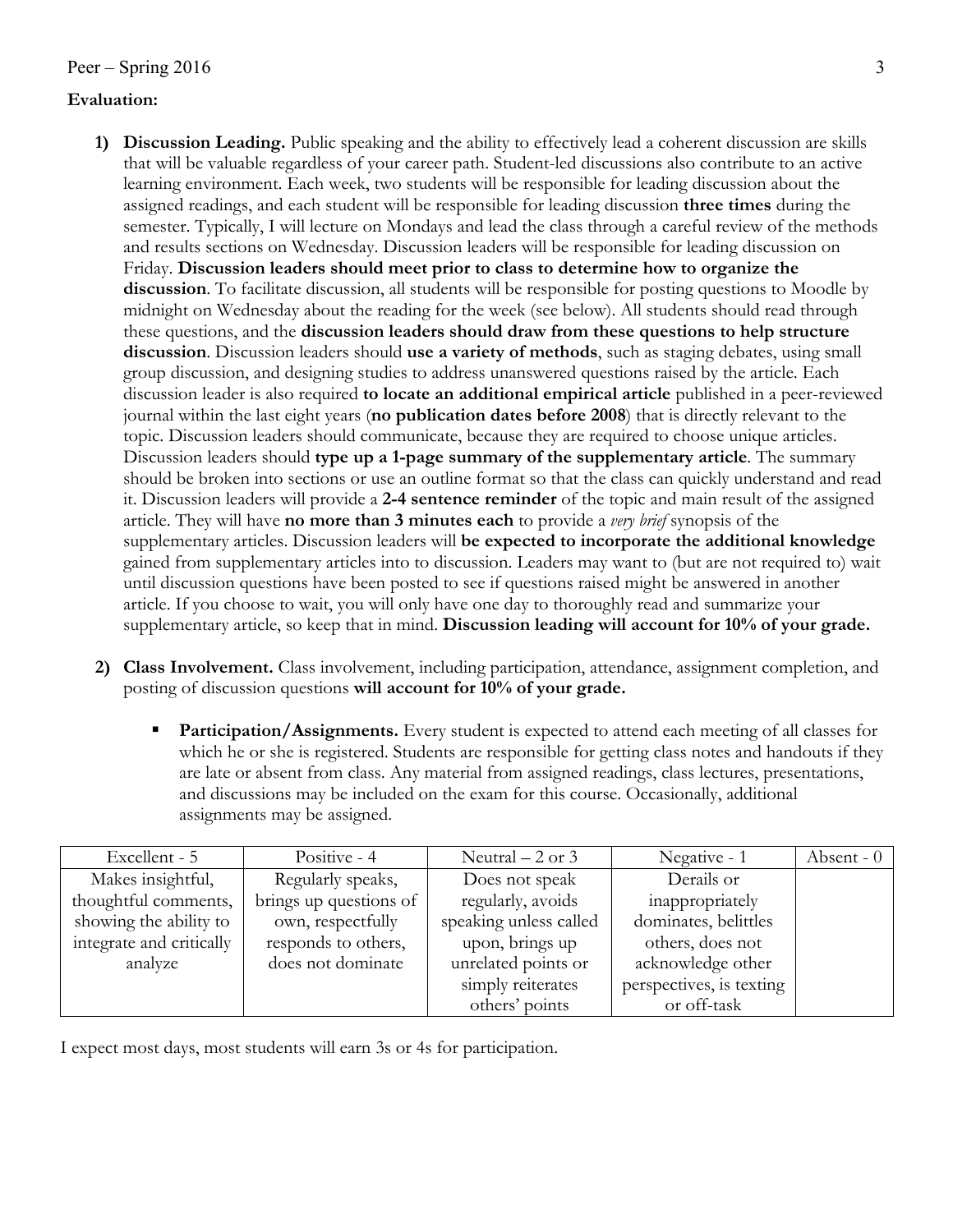**Evaluation:**

1) **Discussion Leading.** Public speaking and the ability to effectively lead a coherent discussion are skills that will be valuable regardless of your career path. Student-led discussions also contribute to an active learning environment. Each week, two students will be responsible for leading discussion about the assigned readings, and each student will be responsible for leading discussion **three times** during the semester. Typically, I will lecture on Mondays and lead the class through a careful review of the methods and results sections on Wednesday. Discussion leaders will be responsible for leading discussion on Friday. **Discussion leaders should meet prior to class to determine how to organize the discussion**. To facilitate discussion, all students will be responsible for posting questions to Moodle by midnight on Wednesday about the reading for the week (see below). All students should read through these questions, and the **discussion leaders should draw from these questions to help structure discussion**. Discussion leaders should **use a variety of methods**, such as staging debates, using small group discussion, and designing studies to address unanswered questions raised by the article. Each discussion leader is also required **to locate an additional empirical article** published in a peer-reviewed journal within the last eight years (**no publication dates before 2008**) that is directly relevant to the topic. Discussion leaders should communicate, because they are required to choose unique articles. Discussion leaders should **type up a 1-page summary of the supplementary article**. The summary should be broken into sections or use an outline format so that the class can quickly understand and read it. Discussion leaders will provide a **2-4 sentence reminder** of the topic and main result of the assigned article. They will have **no more than 3 minutes each** to provide a *very brief* synopsis of the supplementary articles. Discussion leaders will **be expected to incorporate the additional knowledge** gained from supplementary articles into to discussion. Leaders may want to (but are not required to) wait until discussion questions have been posted to see if questions raised might be answered in another article. If you choose to wait, you will only have one day to thoroughly read and summarize your supplementary article, so keep that in mind. **Discussion leading will account for 10% of your grade.**

2) **Class Involvement.** Class involvement, including participation, attendance, assignment completion, and posting of discussion questions **will account for 10% of your grade.**

   - **Participation/Assignments.** Every student is expected to attend each meeting of all classes for which he or she is registered. Students are responsible for getting class notes and handouts if they are late or absent from class. Any material from assigned readings, class lectures, presentations, and discussions may be included on the exam for this course. Occasionally, additional assignments may be assigned.

| Excellent - 5 | Positive - 4 | Neutral – 2 or 3 | Negative - 1 | Absent - 0 |
|---|---|---|---|---|
| Makes insightful, thoughtful comments, showing the ability to integrate and critically analyze | Regularly speaks, brings up questions of own, respectfully responds to others, does not dominate | Does not speak regularly, avoids speaking unless called upon, brings up unrelated points or simply reiterates others' points | Derails or inappropriately dominates, belittles others, does not acknowledge other perspectives, is texting or off-task | |

I expect most days, most students will earn 3s or 4s for participation.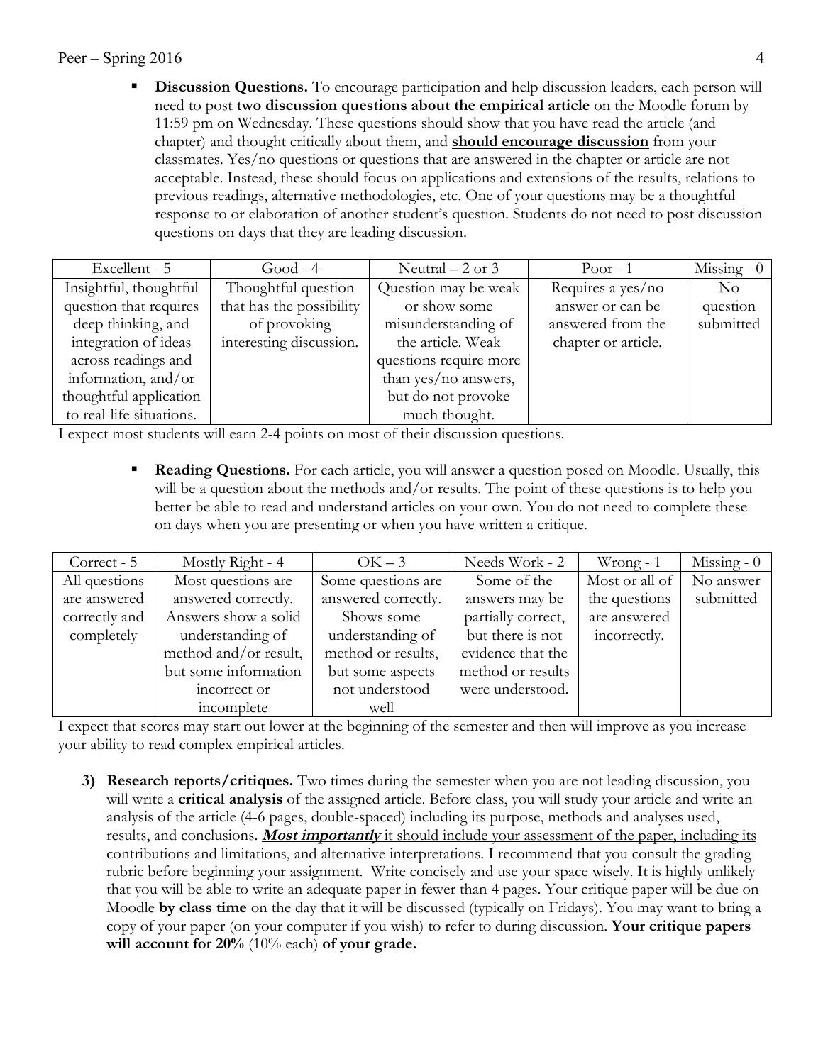- **Discussion Questions.** To encourage participation and help discussion leaders, each person will need to post **two discussion questions about the empirical article** on the Moodle forum by 11:59 pm on Wednesday. These questions should show that you have read the article (and chapter) and thought critically about them, and **should encourage discussion** from your classmates. Yes/no questions or questions that are answered in the chapter or article are not acceptable. Instead, these should focus on applications and extensions of the results, relations to previous readings, alternative methodologies, etc. One of your questions may be a thoughtful response to or elaboration of another student's question. Students do not need to post discussion questions on days that they are leading discussion.

| Excellent - 5 | Good - 4 | Neutral – 2 or 3 | Poor - 1 | Missing - 0 |
|---|---|---|---|---|
| Insightful, thoughtful question that requires deep thinking, and integration of ideas across readings and information, and/or thoughtful application to real-life situations. | Thoughtful question that has the possibility of provoking interesting discussion. | Question may be weak or show some misunderstanding of the article. Weak questions require more than yes/no answers, but do not provoke much thought. | Requires a yes/no answer or can be answered from the chapter or article. | No question submitted |

I expect most students will earn 2-4 points on most of their discussion questions.

- **Reading Questions.** For each article, you will answer a question posed on Moodle. Usually, this will be a question about the methods and/or results. The point of these questions is to help you better be able to read and understand articles on your own. You do not need to complete these on days when you are presenting or when you have written a critique.

| Correct - 5 | Mostly Right - 4 | OK – 3 | Needs Work - 2 | Wrong - 1 | Missing - 0 |
|---|---|---|---|---|---|
| All questions are answered correctly and completely | Most questions are answered correctly. Answers show a solid understanding of method and/or result, but some information incorrect or incomplete | Some questions are answered correctly. Shows some understanding of method or results, but some aspects not understood well | Some of the answers may be partially correct, but there is not evidence that the method or results were understood. | Most or all of the questions are answered incorrectly. | No answer submitted |

I expect that scores may start out lower at the beginning of the semester and then will improve as you increase your ability to read complex empirical articles.

3) **Research reports/critiques.** Two times during the semester when you are not leading discussion, you will write a **critical analysis** of the assigned article. Before class, you will study your article and write an analysis of the article (4-6 pages, double-spaced) including its purpose, methods and analyses used, results, and conclusions. ***Most importantly*** it should include your assessment of the paper, including its contributions and limitations, and alternative interpretations. I recommend that you consult the grading rubric before beginning your assignment. Write concisely and use your space wisely. It is highly unlikely that you will be able to write an adequate paper in fewer than 4 pages. Your critique paper will be due on Moodle **by class time** on the day that it will be discussed (typically on Fridays). You may want to bring a copy of your paper (on your computer if you wish) to refer to during discussion. **Your critique papers will account for 20%** (10% each) **of your grade.**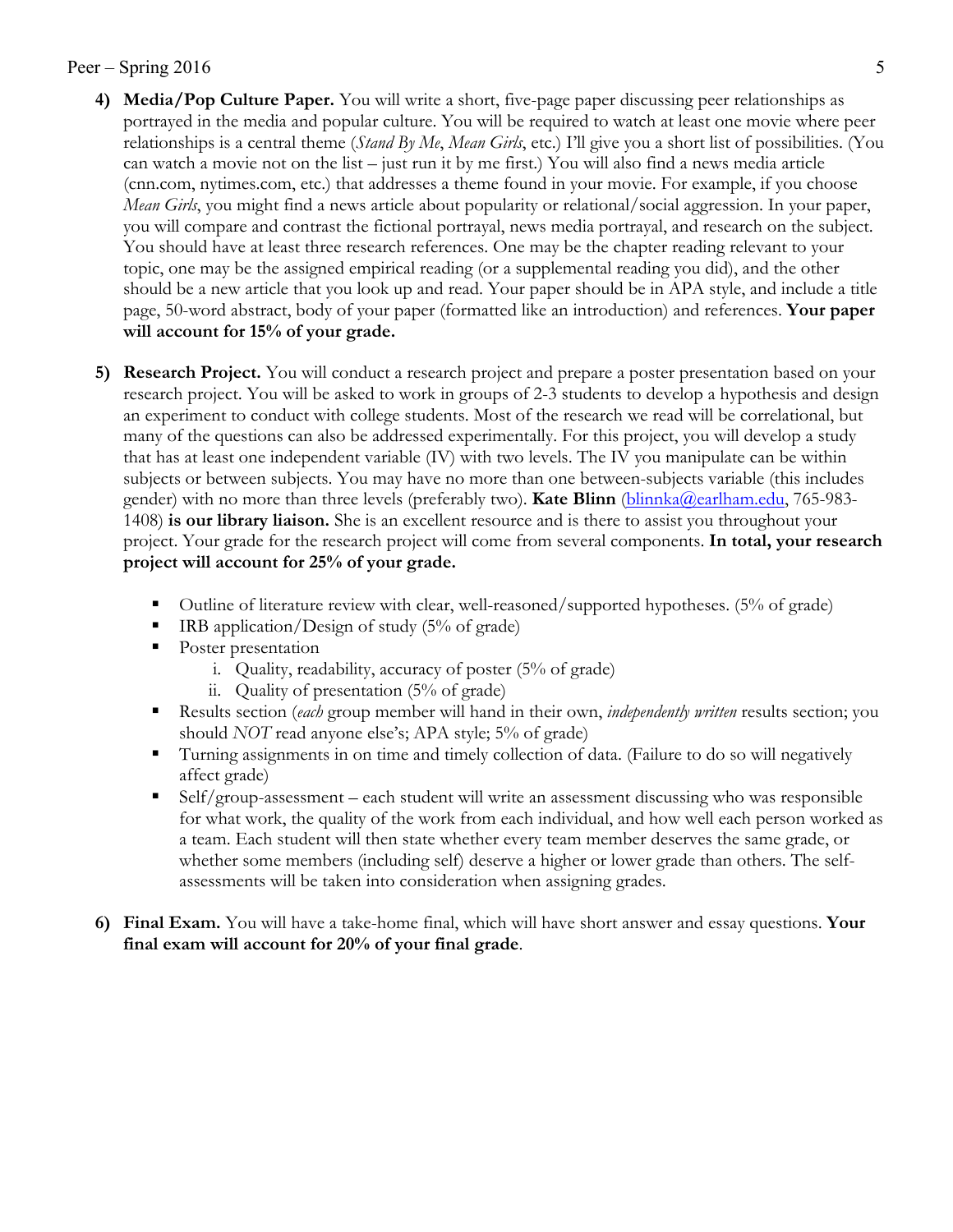4) **Media/Pop Culture Paper.** You will write a short, five-page paper discussing peer relationships as portrayed in the media and popular culture. You will be required to watch at least one movie where peer relationships is a central theme (*Stand By Me*, *Mean Girls*, etc.) I'll give you a short list of possibilities. (You can watch a movie not on the list – just run it by me first.) You will also find a news media article (cnn.com, nytimes.com, etc.) that addresses a theme found in your movie. For example, if you choose *Mean Girls*, you might find a news article about popularity or relational/social aggression. In your paper, you will compare and contrast the fictional portrayal, news media portrayal, and research on the subject. You should have at least three research references. One may be the chapter reading relevant to your topic, one may be the assigned empirical reading (or a supplemental reading you did), and the other should be a new article that you look up and read. Your paper should be in APA style, and include a title page, 50-word abstract, body of your paper (formatted like an introduction) and references. **Your paper will account for 15% of your grade.**

5) **Research Project.** You will conduct a research project and prepare a poster presentation based on your research project. You will be asked to work in groups of 2-3 students to develop a hypothesis and design an experiment to conduct with college students. Most of the research we read will be correlational, but many of the questions can also be addressed experimentally. For this project, you will develop a study that has at least one independent variable (IV) with two levels. The IV you manipulate can be within subjects or between subjects. You may have no more than one between-subjects variable (this includes gender) with no more than three levels (preferably two). **Kate Blinn** (blinnka@earlham.edu, 765-983-1408) **is our library liaison.** She is an excellent resource and is there to assist you throughout your project. Your grade for the research project will come from several components. **In total, your research project will account for 25% of your grade.**

   - Outline of literature review with clear, well-reasoned/supported hypotheses. (5% of grade)
   - IRB application/Design of study (5% of grade)
   - Poster presentation
     1. Quality, readability, accuracy of poster (5% of grade)
     2. Quality of presentation (5% of grade)
   - Results section (*each* group member will hand in their own, *independently written* results section; you should *NOT* read anyone else's; APA style; 5% of grade)
   - Turning assignments in on time and timely collection of data. (Failure to do so will negatively affect grade)
   - Self/group-assessment – each student will write an assessment discussing who was responsible for what work, the quality of the work from each individual, and how well each person worked as a team. Each student will then state whether every team member deserves the same grade, or whether some members (including self) deserve a higher or lower grade than others. The self-assessments will be taken into consideration when assigning grades.

6) **Final Exam.** You will have a take-home final, which will have short answer and essay questions. **Your final exam will account for 20% of your final grade**.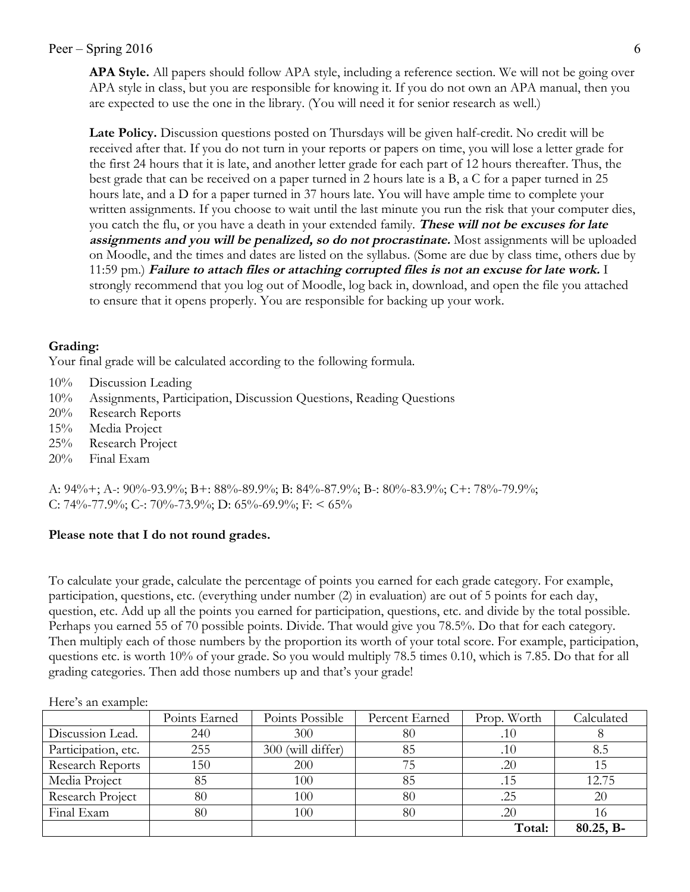**APA Style.** All papers should follow APA style, including a reference section. We will not be going over APA style in class, but you are responsible for knowing it. If you do not own an APA manual, then you are expected to use the one in the library. (You will need it for senior research as well.)

**Late Policy.** Discussion questions posted on Thursdays will be given half-credit. No credit will be received after that. If you do not turn in your reports or papers on time, you will lose a letter grade for the first 24 hours that it is late, and another letter grade for each part of 12 hours thereafter. Thus, the best grade that can be received on a paper turned in 2 hours late is a B, a C for a paper turned in 25 hours late, and a D for a paper turned in 37 hours late. You will have ample time to complete your written assignments. If you choose to wait until the last minute you run the risk that your computer dies, you catch the flu, or you have a death in your extended family. ***These will not be excuses for late assignments and you will be penalized, so do not procrastinate.*** Most assignments will be uploaded on Moodle, and the times and dates are listed on the syllabus. (Some are due by class time, others due by 11:59 pm.) ***Failure to attach files or attaching corrupted files is not an excuse for late work.*** I strongly recommend that you log out of Moodle, log back in, download, and open the file you attached to ensure that it opens properly. You are responsible for backing up your work.

**Grading:**

Your final grade will be calculated according to the following formula.

- 10% Discussion Leading
- 10% Assignments, Participation, Discussion Questions, Reading Questions
- 20% Research Reports
- 15% Media Project
- 25% Research Project
- 20% Final Exam

A: 94%+; A-: 90%-93.9%; B+: 88%-89.9%; B: 84%-87.9%; B-: 80%-83.9%; C+: 78%-79.9%; C: 74%-77.9%; C-: 70%-73.9%; D: 65%-69.9%; F: < 65%

**Please note that I do not round grades.**

To calculate your grade, calculate the percentage of points you earned for each grade category. For example, participation, questions, etc. (everything under number (2) in evaluation) are out of 5 points for each day, question, etc. Add up all the points you earned for participation, questions, etc. and divide by the total possible. Perhaps you earned 55 of 70 possible points. Divide. That would give you 78.5%. Do that for each category. Then multiply each of those numbers by the proportion its worth of your total score. For example, participation, questions etc. is worth 10% of your grade. So you would multiply 78.5 times 0.10, which is 7.85. Do that for all grading categories. Then add those numbers up and that's your grade!

Here's an example:

| | Points Earned | Points Possible | Percent Earned | Prop. Worth | Calculated |
|---|---|---|---|---|---|
| Discussion Lead. | 240 | 300 | 80 | .10 | 8 |
| Participation, etc. | 255 | 300 (will differ) | 85 | .10 | 8.5 |
| Research Reports | 150 | 200 | 75 | .20 | 15 |
| Media Project | 85 | 100 | 85 | .15 | 12.75 |
| Research Project | 80 | 100 | 80 | .25 | 20 |
| Final Exam | 80 | 100 | 80 | .20 | 16 |
| | | | | **Total:** | **80.25, B-** |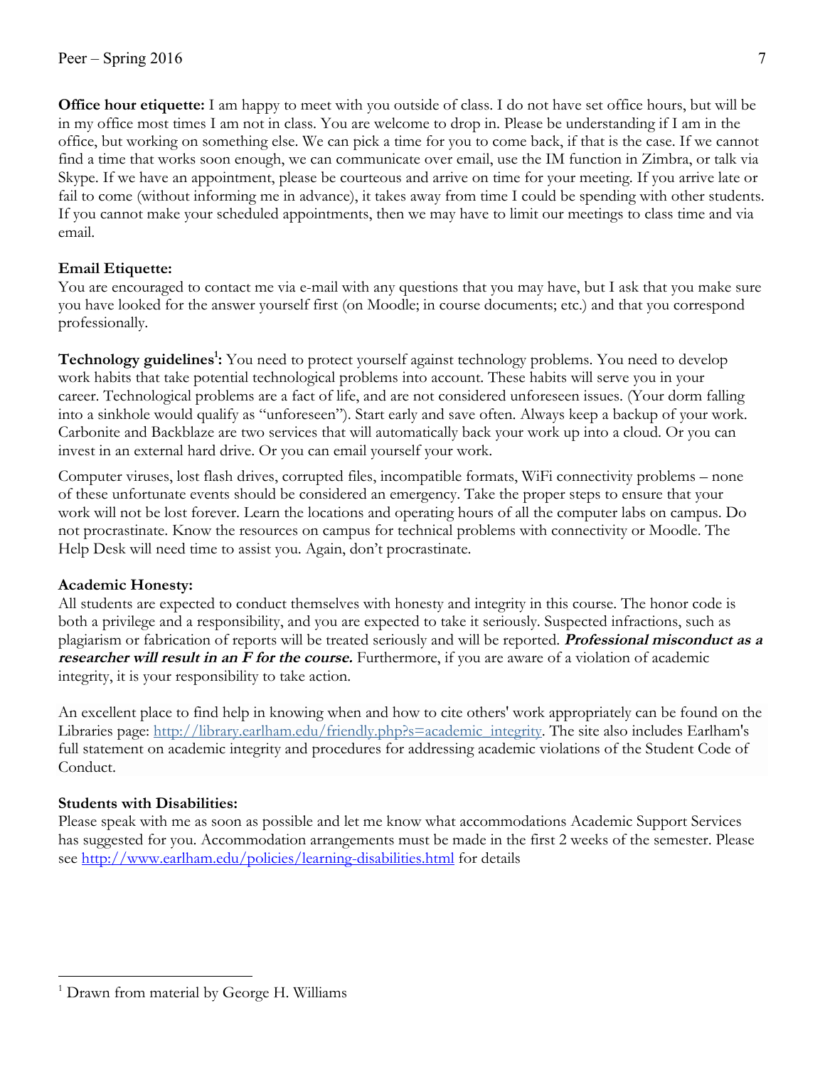**Office hour etiquette:** I am happy to meet with you outside of class. I do not have set office hours, but will be in my office most times I am not in class. You are welcome to drop in. Please be understanding if I am in the office, but working on something else. We can pick a time for you to come back, if that is the case. If we cannot find a time that works soon enough, we can communicate over email, use the IM function in Zimbra, or talk via Skype. If we have an appointment, please be courteous and arrive on time for your meeting. If you arrive late or fail to come (without informing me in advance), it takes away from time I could be spending with other students. If you cannot make your scheduled appointments, then we may have to limit our meetings to class time and via email.

**Email Etiquette:**
You are encouraged to contact me via e-mail with any questions that you may have, but I ask that you make sure you have looked for the answer yourself first (on Moodle; in course documents; etc.) and that you correspond professionally.

**Technology guidelines[1]:** You need to protect yourself against technology problems. You need to develop work habits that take potential technological problems into account. These habits will serve you in your career. Technological problems are a fact of life, and are not considered unforeseen issues. (Your dorm falling into a sinkhole would qualify as "unforeseen"). Start early and save often. Always keep a backup of your work. Carbonite and Backblaze are two services that will automatically back your work up into a cloud. Or you can invest in an external hard drive. Or you can email yourself your work.

Computer viruses, lost flash drives, corrupted files, incompatible formats, WiFi connectivity problems – none of these unfortunate events should be considered an emergency. Take the proper steps to ensure that your work will not be lost forever. Learn the locations and operating hours of all the computer labs on campus. Do not procrastinate. Know the resources on campus for technical problems with connectivity or Moodle. The Help Desk will need time to assist you. Again, don't procrastinate.

**Academic Honesty:**
All students are expected to conduct themselves with honesty and integrity in this course. The honor code is both a privilege and a responsibility, and you are expected to take it seriously. Suspected infractions, such as plagiarism or fabrication of reports will be treated seriously and will be reported. ***Professional misconduct as a researcher will result in an F for the course.*** Furthermore, if you are aware of a violation of academic integrity, it is your responsibility to take action.

An excellent place to find help in knowing when and how to cite others' work appropriately can be found on the Libraries page: http://library.earlham.edu/friendly.php?s=academic_integrity. The site also includes Earlham's full statement on academic integrity and procedures for addressing academic violations of the Student Code of Conduct.

**Students with Disabilities:**
Please speak with me as soon as possible and let me know what accommodations Academic Support Services has suggested for you. Accommodation arrangements must be made in the first 2 weeks of the semester. Please see http://www.earlham.edu/policies/learning-disabilities.html for details

[1] Drawn from material by George H. Williams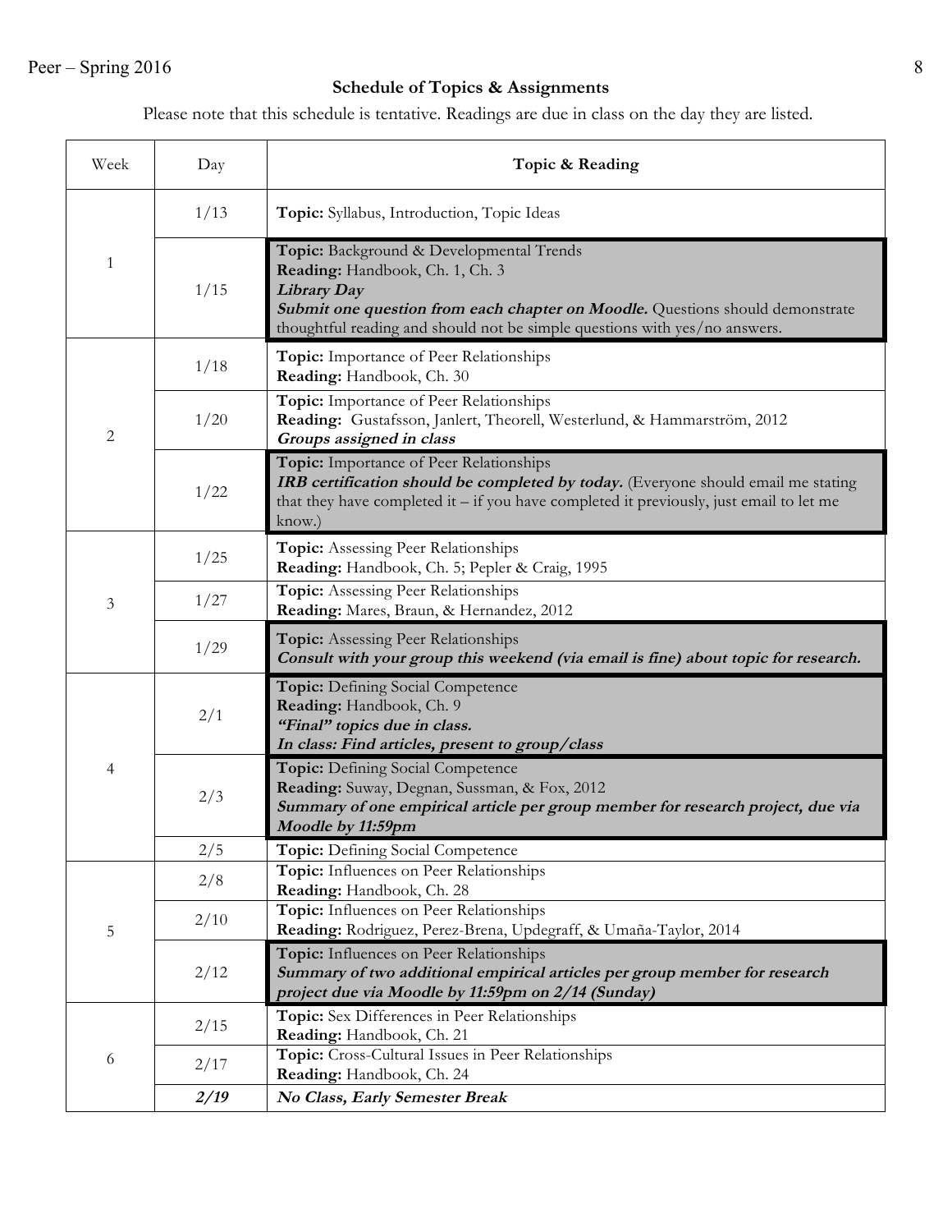## Schedule of Topics & Assignments

Please note that this schedule is tentative. Readings are due in class on the day they are listed.

| Week | Day | Topic & Reading |
|---|---|---|
| 1 | 1/13 | **Topic:** Syllabus, Introduction, Topic Ideas |
| | 1/15 | **Topic:** Background & Developmental Trends<br>**Reading:** Handbook, Ch. 1, Ch. 3<br>***Library Day***<br>***Submit one question from each chapter on Moodle.*** Questions should demonstrate thoughtful reading and should not be simple questions with yes/no answers. |
| 2 | 1/18 | **Topic:** Importance of Peer Relationships<br>**Reading:** Handbook, Ch. 30 |
| | 1/20 | **Topic:** Importance of Peer Relationships<br>**Reading:** Gustafsson, Janlert, Theorell, Westerlund, & Hammarström, 2012<br>***Groups assigned in class*** |
| | 1/22 | **Topic:** Importance of Peer Relationships<br>***IRB certification should be completed by today.*** (Everyone should email me stating that they have completed it – if you have completed it previously, just email to let me know.) |
| 3 | 1/25 | **Topic:** Assessing Peer Relationships<br>**Reading:** Handbook, Ch. 5; Pepler & Craig, 1995 |
| | 1/27 | **Topic:** Assessing Peer Relationships<br>**Reading:** Mares, Braun, & Hernandez, 2012 |
| | 1/29 | **Topic:** Assessing Peer Relationships<br>***Consult with your group this weekend (via email is fine) about topic for research.*** |
| 4 | 2/1 | **Topic:** Defining Social Competence<br>**Reading:** Handbook, Ch. 9<br>***"Final" topics due in class.***<br>***In class: Find articles, present to group/class*** |
| | 2/3 | **Topic:** Defining Social Competence<br>**Reading:** Suway, Degnan, Sussman, & Fox, 2012<br>***Summary of one empirical article per group member for research project, due via Moodle by 11:59pm*** |
| | 2/5 | **Topic:** Defining Social Competence |
| 5 | 2/8 | **Topic:** Influences on Peer Relationships<br>**Reading:** Handbook, Ch. 28 |
| | 2/10 | **Topic:** Influences on Peer Relationships<br>**Reading:** Rodriguez, Perez-Brena, Updegraff, & Umaña-Taylor, 2014 |
| | 2/12 | **Topic:** Influences on Peer Relationships<br>***Summary of two additional empirical articles per group member for research project due via Moodle by 11:59pm on 2/14 (Sunday)*** |
| 6 | 2/15 | **Topic:** Sex Differences in Peer Relationships<br>**Reading:** Handbook, Ch. 21 |
| | 2/17 | **Topic:** Cross-Cultural Issues in Peer Relationships<br>**Reading:** Handbook, Ch. 24 |
| | ***2/19*** | ***No Class, Early Semester Break*** |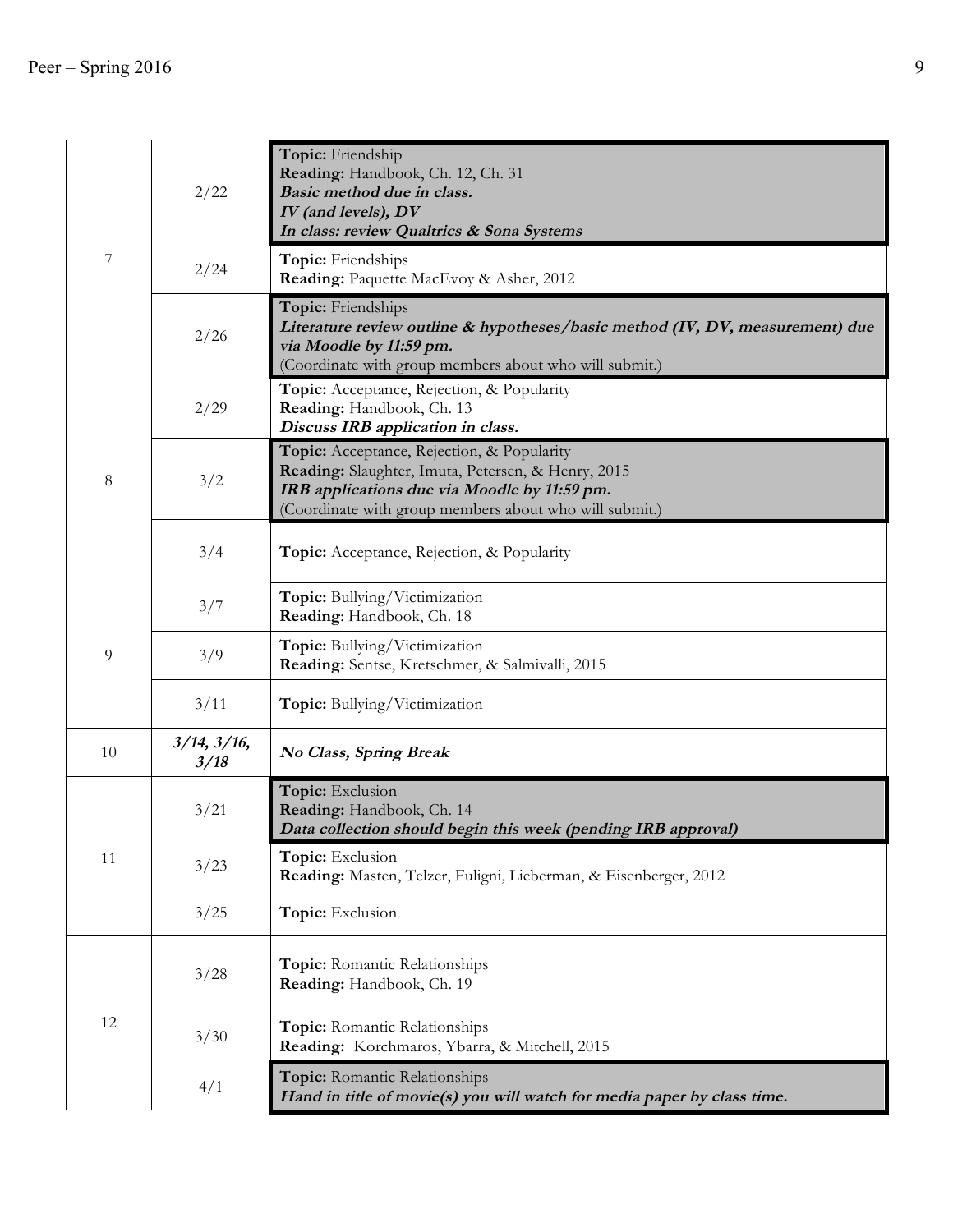| | | |
|---|---|---|
| 7 | 2/22 | **Topic:** Friendship<br>**Reading:** Handbook, Ch. 12, Ch. 31<br>***Basic method due in class.***<br>***IV (and levels), DV***<br>***In class: review Qualtrics & Sona Systems*** |
| | 2/24 | **Topic:** Friendships<br>**Reading:** Paquette MacEvoy & Asher, 2012 |
| | 2/26 | **Topic:** Friendships<br>***Literature review outline & hypotheses/basic method (IV, DV, measurement) due via Moodle by 11:59 pm.***<br>(Coordinate with group members about who will submit.) |
| 8 | 2/29 | **Topic:** Acceptance, Rejection, & Popularity<br>**Reading:** Handbook, Ch. 13<br>***Discuss IRB application in class.*** |
| | 3/2 | **Topic:** Acceptance, Rejection, & Popularity<br>**Reading:** Slaughter, Imuta, Petersen, & Henry, 2015<br>***IRB applications due via Moodle by 11:59 pm.***<br>(Coordinate with group members about who will submit.) |
| | 3/4 | **Topic:** Acceptance, Rejection, & Popularity |
| 9 | 3/7 | **Topic:** Bullying/Victimization<br>**Reading**: Handbook, Ch. 18 |
| | 3/9 | **Topic:** Bullying/Victimization<br>**Reading:** Sentse, Kretschmer, & Salmivalli, 2015 |
| | 3/11 | **Topic:** Bullying/Victimization |
| 10 | ***3/14, 3/16, 3/18*** | ***No Class, Spring Break*** |
| 11 | 3/21 | **Topic:** Exclusion<br>**Reading:** Handbook, Ch. 14<br>***Data collection should begin this week (pending IRB approval)*** |
| | 3/23 | **Topic:** Exclusion<br>**Reading:** Masten, Telzer, Fuligni, Lieberman, & Eisenberger, 2012 |
| | 3/25 | **Topic:** Exclusion |
| 12 | 3/28 | **Topic:** Romantic Relationships<br>**Reading:** Handbook, Ch. 19 |
| | 3/30 | **Topic:** Romantic Relationships<br>**Reading:** Korchmaros, Ybarra, & Mitchell, 2015 |
| | 4/1 | **Topic:** Romantic Relationships<br>***Hand in title of movie(s) you will watch for media paper by class time.*** |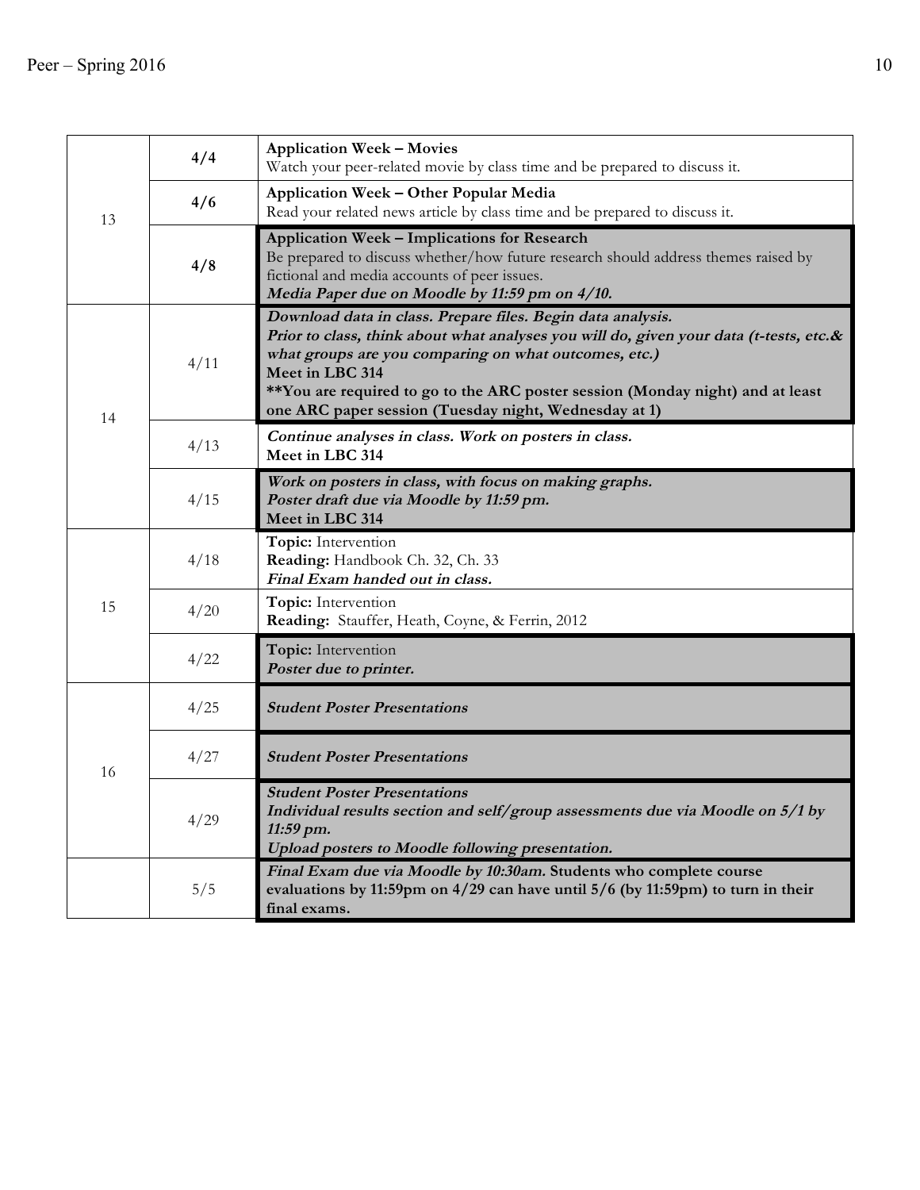| | | |
|---|---|---|
| 13 | **4/4** | **Application Week – Movies**<br>Watch your peer-related movie by class time and be prepared to discuss it. |
| | **4/6** | **Application Week – Other Popular Media**<br>Read your related news article by class time and be prepared to discuss it. |
| | **4/8** | **Application Week – Implications for Research**<br>Be prepared to discuss whether/how future research should address themes raised by fictional and media accounts of peer issues.<br>***Media Paper due on Moodle by 11:59 pm on 4/10.*** |
| 14 | 4/11 | ***Download data in class. Prepare files. Begin data analysis.***<br>***Prior to class, think about what analyses you will do, given your data (t-tests, etc.& what groups are you comparing on what outcomes, etc.)***<br>**Meet in LBC 314**<br>****You are required to go to the ARC poster session (Monday night) and at least one ARC paper session (Tuesday night, Wednesday at 1)** |
| | 4/13 | ***Continue analyses in class. Work on posters in class.***<br>**Meet in LBC 314** |
| | 4/15 | ***Work on posters in class, with focus on making graphs.***<br>***Poster draft due via Moodle by 11:59 pm.***<br>**Meet in LBC 314** |
| 15 | 4/18 | **Topic:** Intervention<br>**Reading:** Handbook Ch. 32, Ch. 33<br>***Final Exam handed out in class.*** |
| | 4/20 | **Topic:** Intervention<br>**Reading:** Stauffer, Heath, Coyne, & Ferrin, 2012 |
| | 4/22 | **Topic:** Intervention<br>***Poster due to printer.*** |
| 16 | 4/25 | ***Student Poster Presentations*** |
| | 4/27 | ***Student Poster Presentations*** |
| | 4/29 | ***Student Poster Presentations***<br>***Individual results section and self/group assessments due via Moodle on 5/1 by 11:59 pm.***<br>***Upload posters to Moodle following presentation.*** |
| | 5/5 | ***Final Exam due via Moodle by 10:30am.*** **Students who complete course evaluations by 11:59pm on 4/29 can have until 5/6 (by 11:59pm) to turn in their final exams.** |